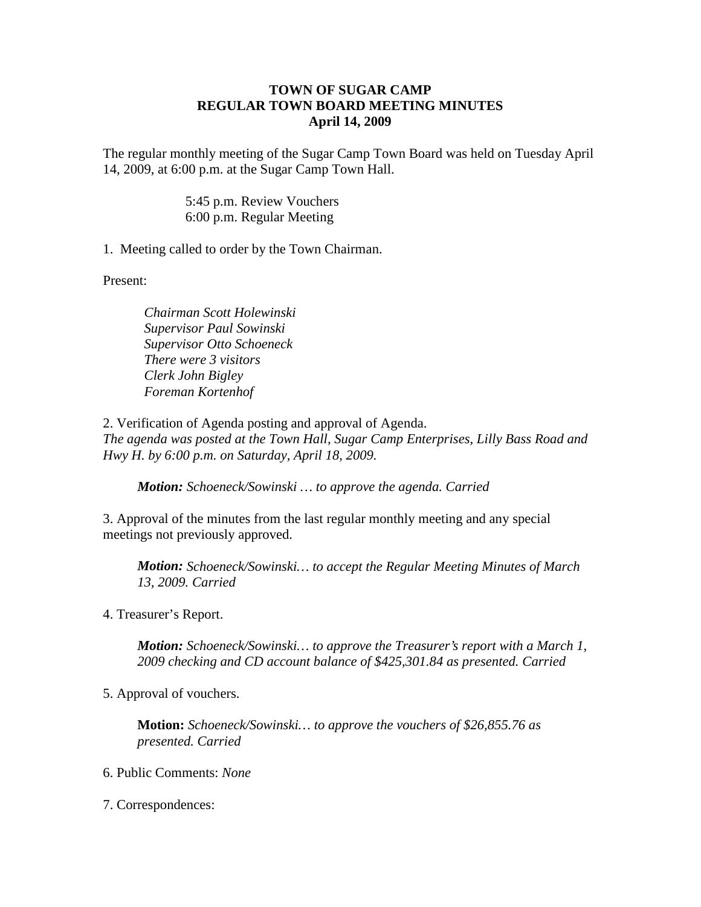**TOWN OF SUGAR CAMP**
**REGULAR TOWN BOARD MEETING MINUTES**
**April 14, 2009**

The regular monthly meeting of the Sugar Camp Town Board was held on Tuesday April 14, 2009, at 6:00 p.m. at the Sugar Camp Town Hall.

5:45 p.m. Review Vouchers
6:00 p.m. Regular Meeting

1. Meeting called to order by the Town Chairman.

Present:

*Chairman Scott Holewinski*
*Supervisor Paul Sowinski*
*Supervisor Otto Schoeneck*
*There were 3 visitors*
*Clerk John Bigley*
*Foreman Kortenhof*

2. Verification of Agenda posting and approval of Agenda.
*The agenda was posted at the Town Hall, Sugar Camp Enterprises, Lilly Bass Road and Hwy H. by 6:00 p.m. on Saturday, April 18, 2009.*

> ***Motion:*** *Schoeneck/Sowinski … to approve the agenda. Carried*

3. Approval of the minutes from the last regular monthly meeting and any special meetings not previously approved.

> ***Motion:*** *Schoeneck/Sowinski… to accept the Regular Meeting Minutes of March 13, 2009. Carried*

4. Treasurer's Report.

> ***Motion:*** *Schoeneck/Sowinski… to approve the Treasurer's report with a March 1, 2009 checking and CD account balance of $425,301.84 as presented. Carried*

5. Approval of vouchers.

> **Motion:** *Schoeneck/Sowinski… to approve the vouchers of $26,855.76 as presented. Carried*

6. Public Comments: *None*

7. Correspondences: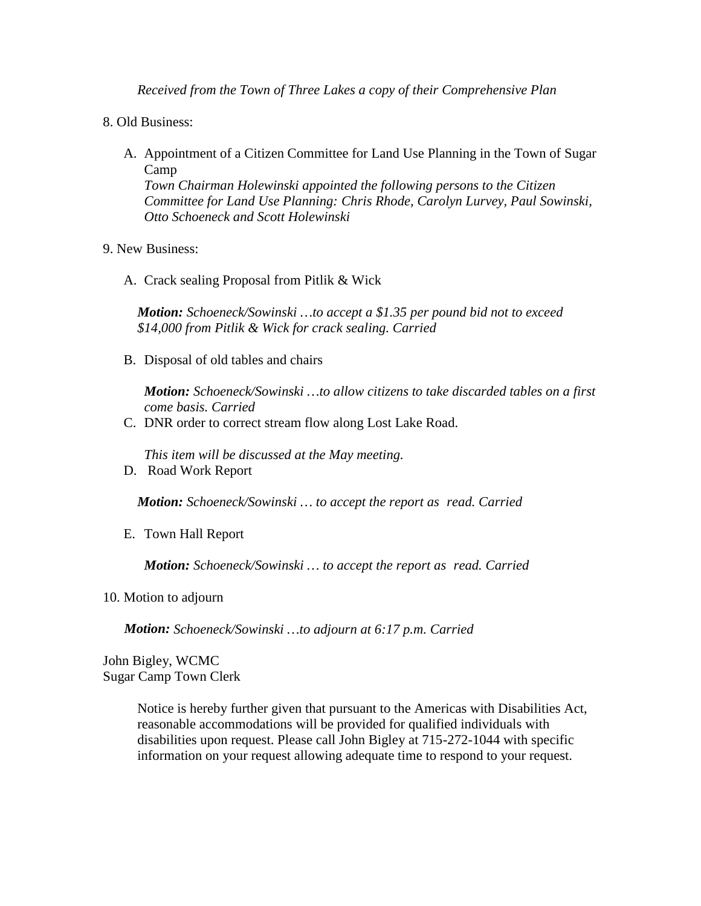*Received from the Town of Three Lakes a copy of their Comprehensive Plan*

8. Old Business:

   A. Appointment of a Citizen Committee for Land Use Planning in the Town of Sugar Camp
      *Town Chairman Holewinski appointed the following persons to the Citizen Committee for Land Use Planning: Chris Rhode, Carolyn Lurvey, Paul Sowinski, Otto Schoeneck and Scott Holewinski*

9. New Business:

   A. Crack sealing Proposal from Pitlik & Wick

      ***Motion:*** *Schoeneck/Sowinski …to accept a $1.35 per pound bid not to exceed $14,000 from Pitlik & Wick for crack sealing. Carried*

   B. Disposal of old tables and chairs

      ***Motion:*** *Schoeneck/Sowinski …to allow citizens to take discarded tables on a first come basis. Carried*

   C. DNR order to correct stream flow along Lost Lake Road.

      *This item will be discussed at the May meeting.*

   D. Road Work Report

      ***Motion:*** *Schoeneck/Sowinski … to accept the report as read. Carried*

   E. Town Hall Report

      ***Motion:*** *Schoeneck/Sowinski … to accept the report as read. Carried*

10. Motion to adjourn

    ***Motion:*** *Schoeneck/Sowinski …to adjourn at 6:17 p.m. Carried*

John Bigley, WCMC
Sugar Camp Town Clerk

Notice is hereby further given that pursuant to the Americas with Disabilities Act, reasonable accommodations will be provided for qualified individuals with disabilities upon request. Please call John Bigley at 715-272-1044 with specific information on your request allowing adequate time to respond to your request.